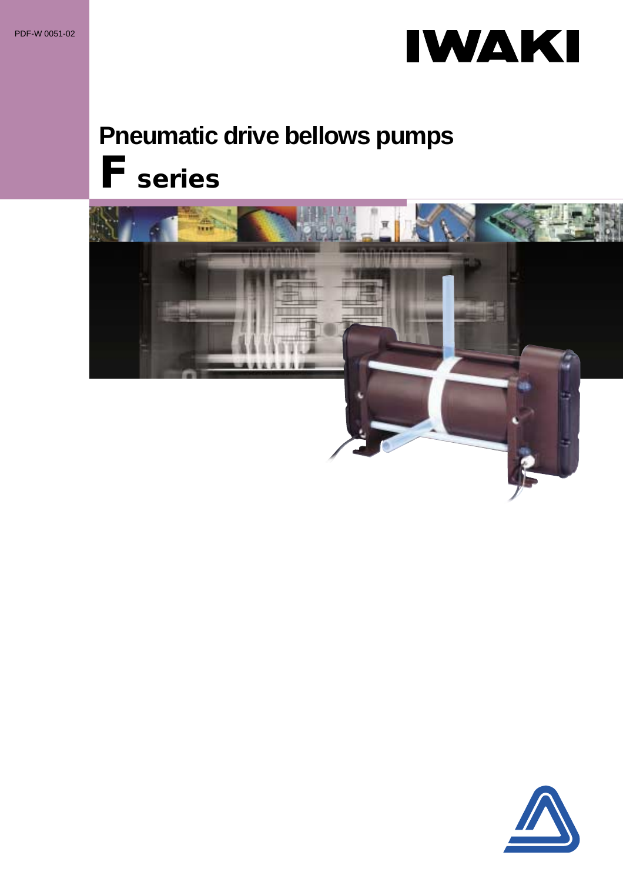PDF-W 0051-02

IWAKI

# Pneumatic drive bellows pumps

# F series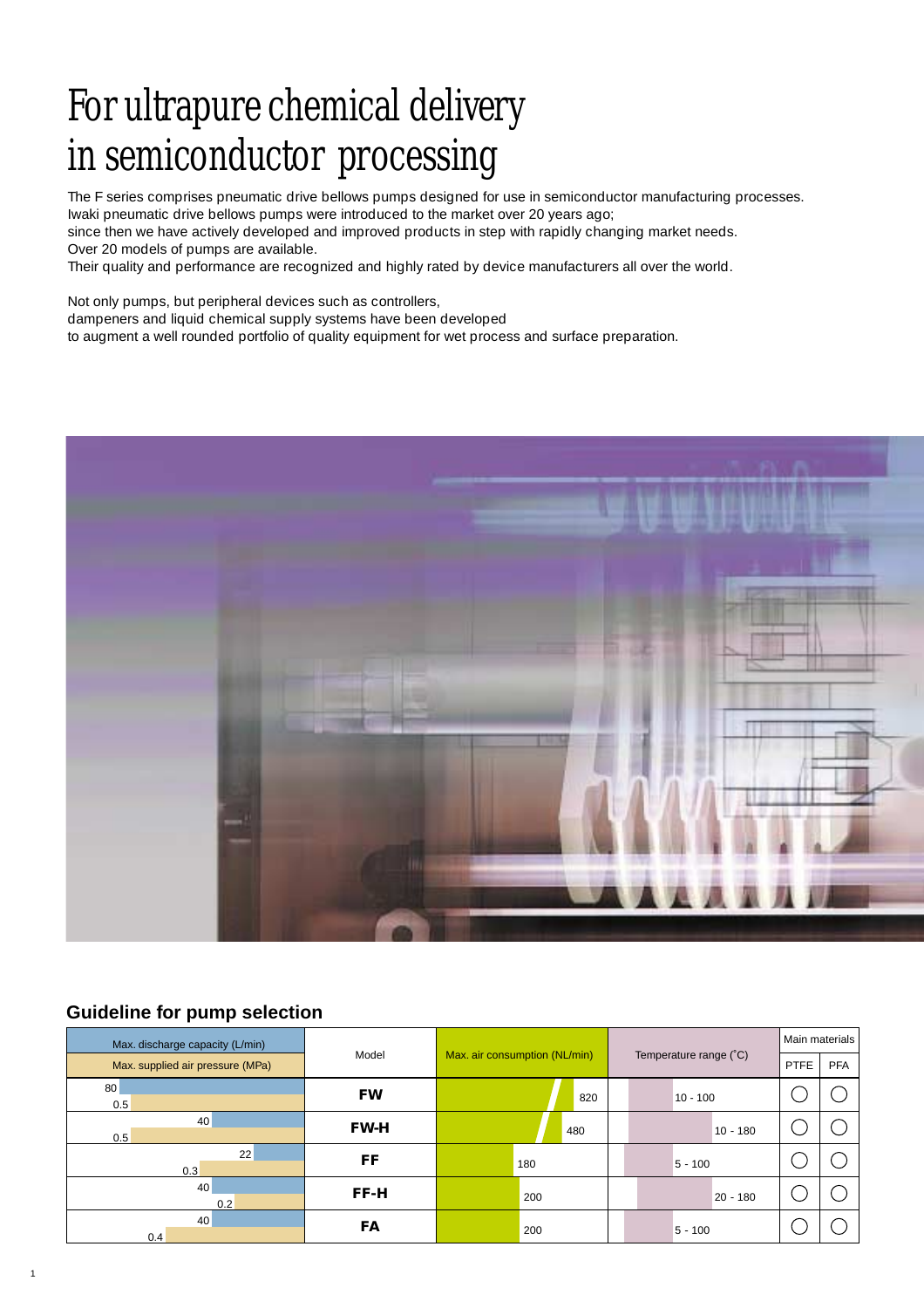# For ultrapure chemical delivery in semiconductor processing

The F series comprises pneumatic drive bellows pumps designed for use in semiconductor manufacturing processes.
Iwaki pneumatic drive bellows pumps were introduced to the market over 20 years ago;
since then we have actively developed and improved products in step with rapidly changing market needs.
Over 20 models of pumps are available.
Their quality and performance are recognized and highly rated by device manufacturers all over the world.

Not only pumps, but peripheral devices such as controllers,
dampeners and liquid chemical supply systems have been developed
to augment a well rounded portfolio of quality equipment for wet process and surface preparation.

## Guideline for pump selection

| Max. discharge capacity (L/min) | Max. supplied air pressure (MPa) | Model | Max. air consumption (NL/min) | Temperature range (°C) | Main materials | |
|---|---|---|---|---|---|---|
| | | | | | PTFE | PFA |
| 80 | 0.5 | **FW** | 820 | 10 - 100 | ◯ | ◯ |
| 40 | 0.5 | **FW-H** | 480 | 10 - 180 | ◯ | ◯ |
| 22 | 0.3 | **FF** | 180 | 5 - 100 | ◯ | ◯ |
| 40 | 0.2 | **FF-H** | 200 | 20 - 180 | ◯ | ◯ |
| 40 | 0.4 | **FA** | 200 | 5 - 100 | ◯ | ◯ |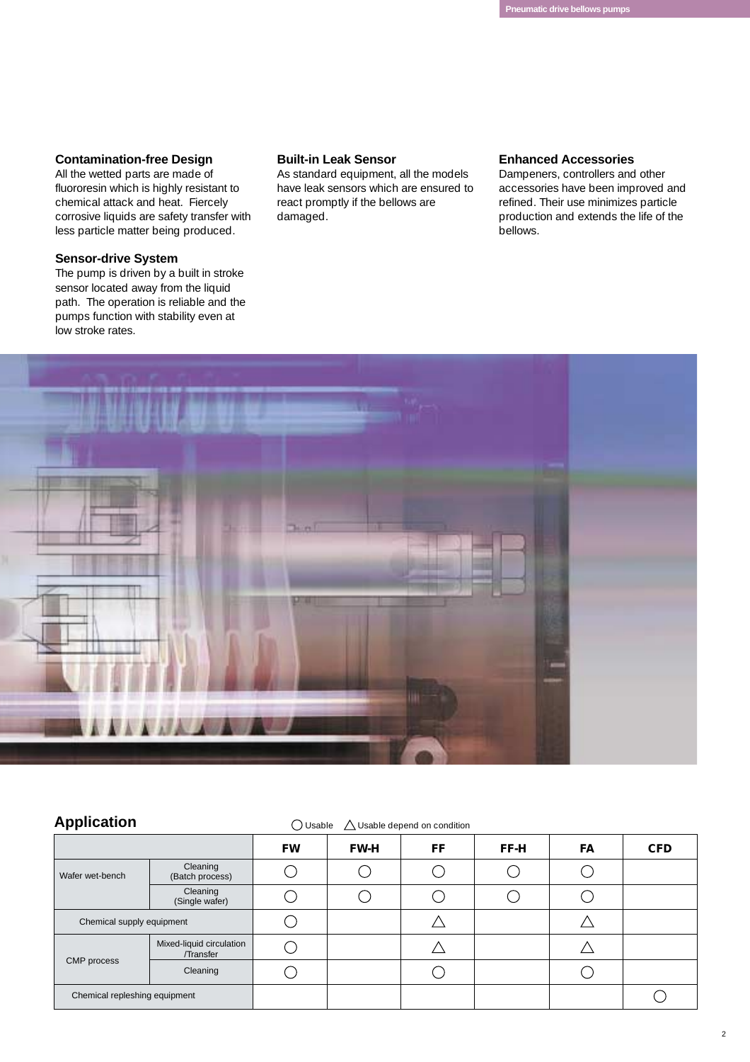### Contamination-free Design

All the wetted parts are made of fluororesin which is highly resistant to chemical attack and heat. Fiercely corrosive liquids are safety transfer with less particle matter being produced.

### Sensor-drive System

The pump is driven by a built in stroke sensor located away from the liquid path. The operation is reliable and the pumps function with stability even at low stroke rates.

### Built-in Leak Sensor

As standard equipment, all the models have leak sensors which are ensured to react promptly if the bellows are damaged.

### Enhanced Accessories

Dampeners, controllers and other accessories have been improved and refined. Their use minimizes particle production and extends the life of the bellows.

## Application

○ Usable　△ Usable depend on condition

| | | FW | FW-H | FF | FF-H | FA | CFD |
|---|---|---|---|---|---|---|---|
| Wafer wet-bench | Cleaning (Batch process) | ○ | ○ | ○ | ○ | ○ | |
| | Cleaning (Single wafer) | ○ | ○ | ○ | ○ | ○ | |
| Chemical supply equipment | | ○ | | △ | | △ | |
| CMP process | Mixed-liquid circulation /Transfer | ○ | | △ | | △ | |
| | Cleaning | ○ | | ○ | | ○ | |
| Chemical repleshing equipment | | | | | | | ○ |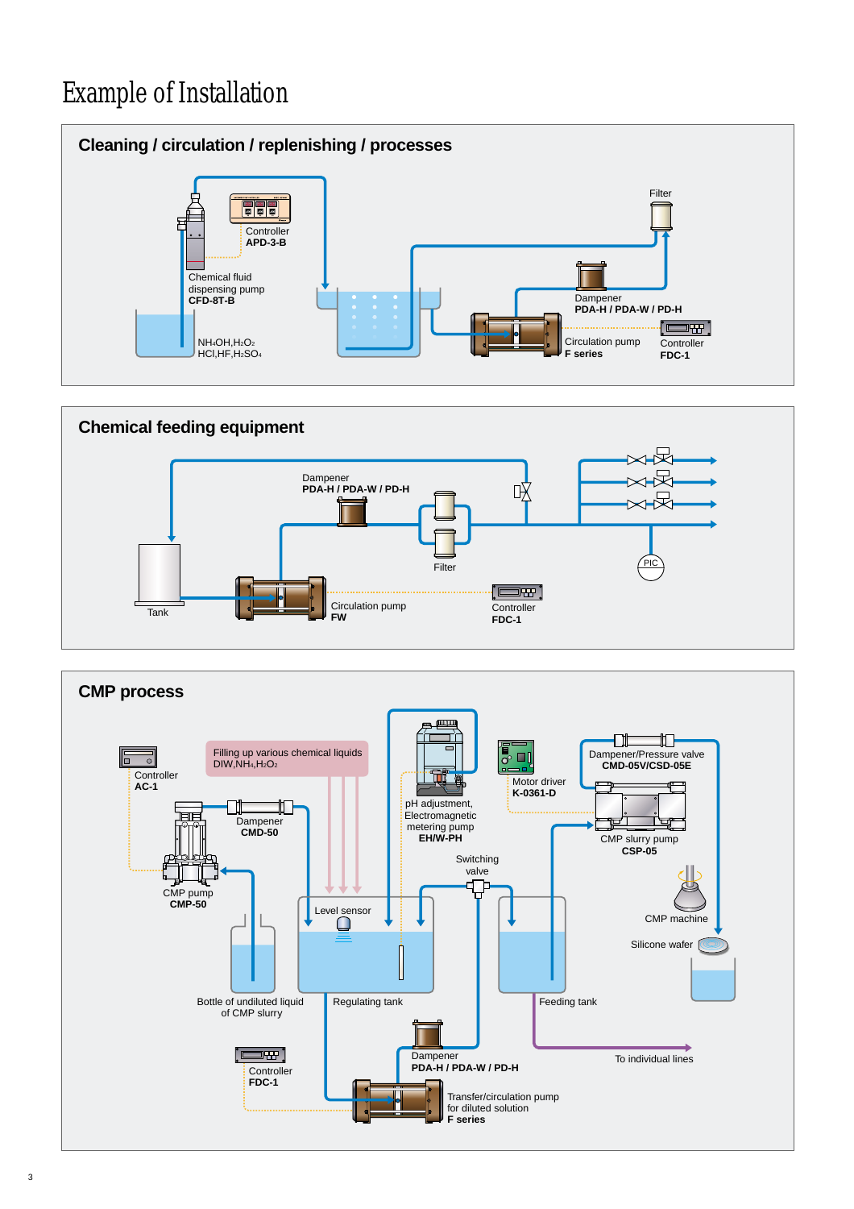# Example of Installation

## Cleaning / circulation / replenishing / processes

Controller
**APD-3-B**

Chemical fluid dispensing pump
**CFD-8T-B**

$NH_4OH, H_2O_2$
$HCl, HF, H_2SO_4$

Filter

Dampener
**PDA-H / PDA-W / PD-H**

Circulation pump
**F series**

Controller
**FDC-1**

## Chemical feeding equipment

Dampener
**PDA-H / PDA-W / PD-H**

Filter

PIC

Tank

Circulation pump
**FW**

Controller
**FDC-1**

## CMP process

Controller
**AC-1**

Filling up various chemical liquids
DIW, $NH_4$, $H_2O_2$

pH adjustment, Electromagnetic metering pump
**EH/W-PH**

Motor driver
**K-0361-D**

Dampener/Pressure valve
**CMD-05V/CSD-05E**

Dampener
**CMD-50**

CMP slurry pump
**CSP-05**

CMP pump
**CMP-50**

Switching valve

Level sensor

CMP machine

Silicone wafer

Bottle of undiluted liquid of CMP slurry

Regulating tank

Feeding tank

Controller
**FDC-1**

Dampener
**PDA-H / PDA-W / PD-H**

To individual lines

Transfer/circulation pump for diluted solution
**F series**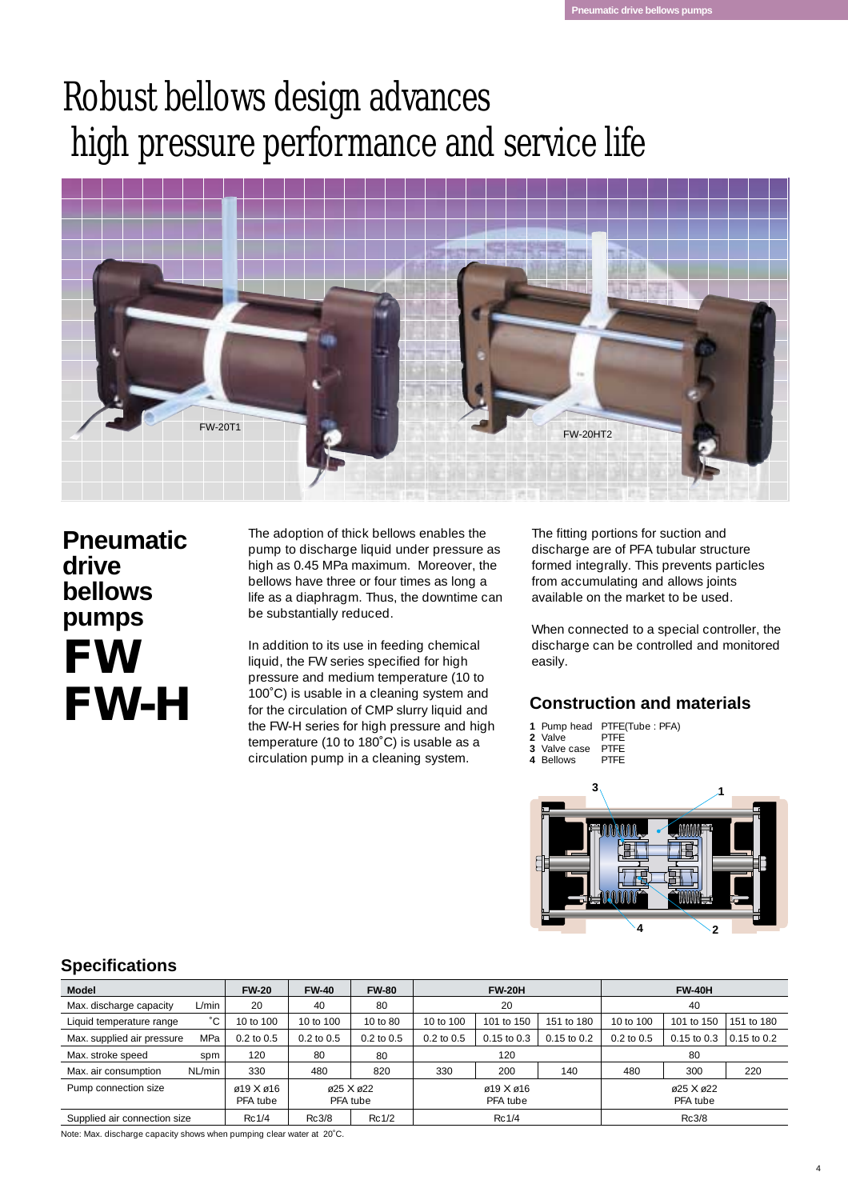# Robust bellows design advances high pressure performance and service life

FW-20T1

FW-20HT2

## Pneumatic drive bellows pumps

# FW
# FW-H

The adoption of thick bellows enables the pump to discharge liquid under pressure as high as 0.45 MPa maximum. Moreover, the bellows have three or four times as long a life as a diaphragm. Thus, the downtime can be substantially reduced.

In addition to its use in feeding chemical liquid, the FW series specified for high pressure and medium temperature (10 to 100˚C) is usable in a cleaning system and for the circulation of CMP slurry liquid and the FW-H series for high pressure and high temperature (10 to 180˚C) is usable as a circulation pump in a cleaning system.

The fitting portions for suction and discharge are of PFA tubular structure formed integrally. This prevents particles from accumulating and allows joints available on the market to be used.

When connected to a special controller, the discharge can be controlled and monitored easily.

### Construction and materials

| | | |
|---|---|---|
| **1** | Pump head | PTFE(Tube : PFA) |
| **2** | Valve | PTFE |
| **3** | Valve case | PTFE |
| **4** | Bellows | PTFE |

## Specifications

| Model | | FW-20 | FW-40 | FW-80 | FW-20H | | | FW-40H | | |
|---|---|---|---|---|---|---|---|---|---|---|
| Max. discharge capacity | L/min | 20 | 40 | 80 | 20 | | | 40 | | |
| Liquid temperature range | ˚C | 10 to 100 | 10 to 100 | 10 to 80 | 10 to 100 | 101 to 150 | 151 to 180 | 10 to 100 | 101 to 150 | 151 to 180 |
| Max. supplied air pressure | MPa | 0.2 to 0.5 | 0.2 to 0.5 | 0.2 to 0.5 | 0.2 to 0.5 | 0.15 to 0.3 | 0.15 to 0.2 | 0.2 to 0.5 | 0.15 to 0.3 | 0.15 to 0.2 |
| Max. stroke speed | spm | 120 | 80 | 80 | 120 | | | 80 | | |
| Max. air consumption | NL/min | 330 | 480 | 820 | 330 | 200 | 140 | 480 | 300 | 220 |
| Pump connection size | | ø19 X ø16 PFA tube | ø25 X ø22 PFA tube | | ø19 X ø16 PFA tube | | | ø25 X ø22 PFA tube | | |
| Supplied air connection size | | Rc1/4 | Rc3/8 | Rc1/2 | Rc1/4 | | | Rc3/8 | | |

Note: Max. discharge capacity shows when pumping clear water at 20˚C.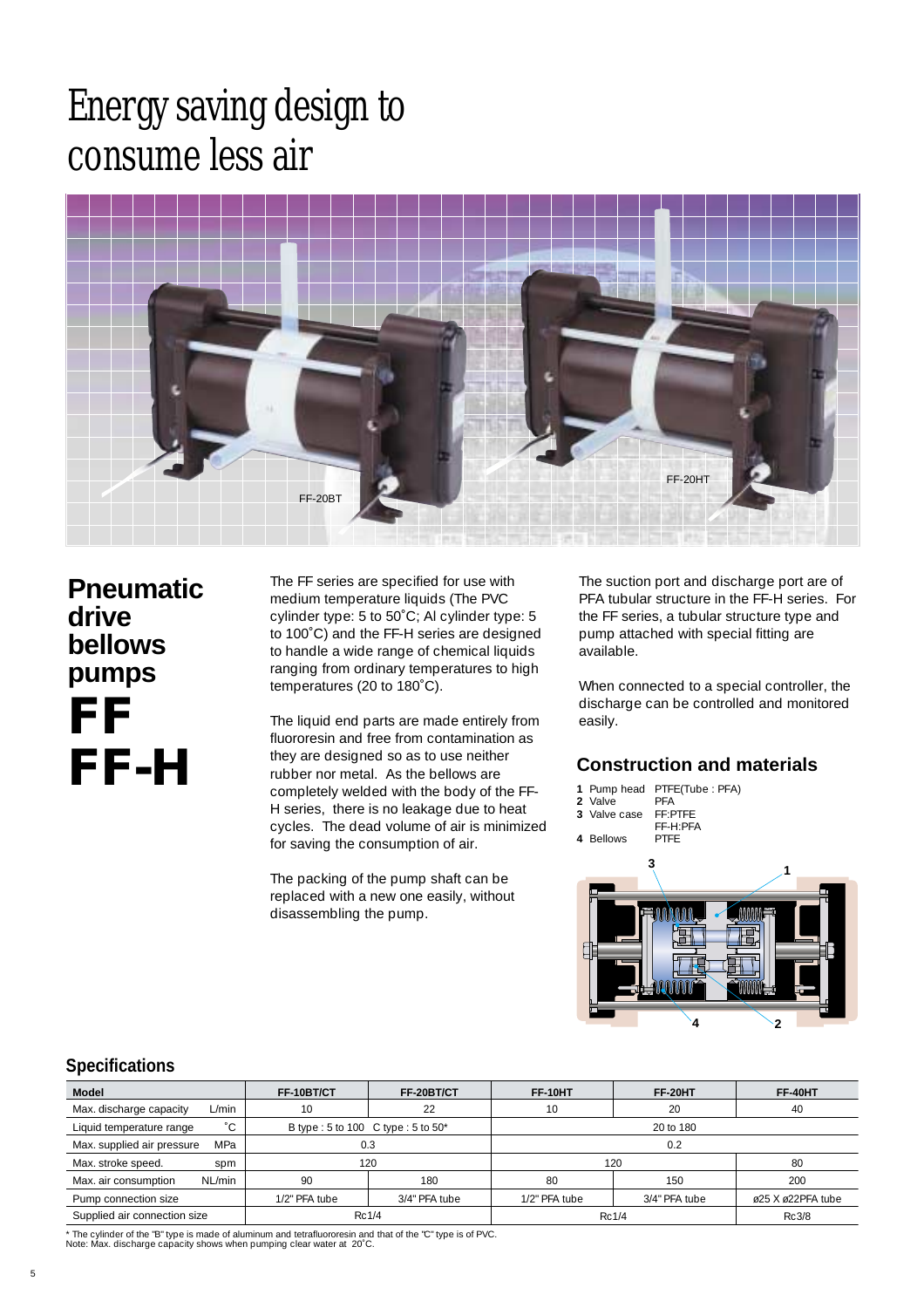# Energy saving design to consume less air

FF-20BT

FF-20HT

## Pneumatic drive bellows pumps

# FF
# FF-H

The FF series are specified for use with medium temperature liquids (The PVC cylinder type: 5 to 50˚C; Al cylinder type: 5 to 100˚C) and the FF-H series are designed to handle a wide range of chemical liquids ranging from ordinary temperatures to high temperatures (20 to 180˚C).

The liquid end parts are made entirely from fluororesin and free from contamination as they are designed so as to use neither rubber nor metal. As the bellows are completely welded with the body of the FF-H series, there is no leakage due to heat cycles. The dead volume of air is minimized for saving the consumption of air.

The packing of the pump shaft can be replaced with a new one easily, without disassembling the pump.

The suction port and discharge port are of PFA tubular structure in the FF-H series. For the FF series, a tubular structure type and pump attached with special fitting are available.

When connected to a special controller, the discharge can be controlled and monitored easily.

## Construction and materials

**1** Pump head PTFE(Tube : PFA)
**2** Valve PFA
**3** Valve case FF:PTFE
FF-H:PFA
**4** Bellows PTFE

## Specifications

| Model | | FF-10BT/CT | FF-20BT/CT | FF-10HT | FF-20HT | FF-40HT |
|---|---|---|---|---|---|---|
| Max. discharge capacity | L/min | 10 | 22 | 10 | 20 | 40 |
| Liquid temperature range | ˚C | B type : 5 to 100 C type : 5 to 50* | | 20 to 180 | | |
| Max. supplied air pressure | MPa | 0.3 | | 0.2 | | |
| Max. stroke speed. | spm | 120 | | 120 | | 80 |
| Max. air consumption | NL/min | 90 | 180 | 80 | 150 | 200 |
| Pump connection size | | 1/2" PFA tube | 3/4" PFA tube | 1/2" PFA tube | 3/4" PFA tube | ø25 X ø22PFA tube |
| Supplied air connection size | | Rc1/4 | | Rc1/4 | | Rc3/8 |

* The cylinder of the "B" type is made of aluminum and tetrafluororesin and that of the "C" type is of PVC.
Note: Max. discharge capacity shows when pumping clear water at 20˚C.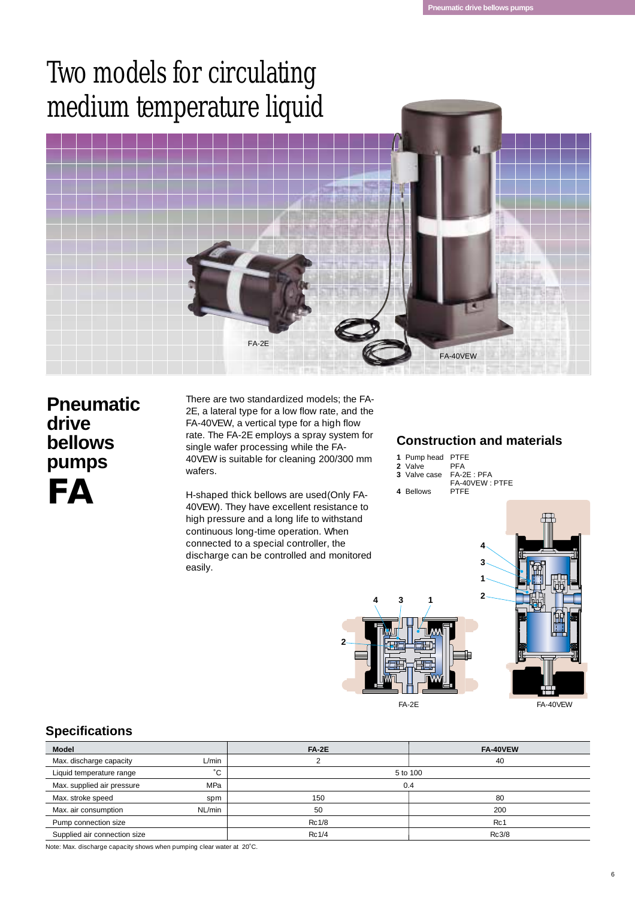# Two models for circulating medium temperature liquid

FA-2E

FA-40VEW

## Pneumatic drive bellows pumps FA

There are two standardized models; the FA-2E, a lateral type for a low flow rate, and the FA-40VEW, a vertical type for a high flow rate. The FA-2E employs a spray system for single wafer processing while the FA-40VEW is suitable for cleaning 200/300 mm wafers.

H-shaped thick bellows are used(Only FA-40VEW). They have excellent resistance to high pressure and a long life to withstand continuous long-time operation. When connected to a special controller, the discharge can be controlled and monitored easily.

### Construction and materials

| | | |
|---|---|---|
| **1** | Pump head | PTFE |
| **2** | Valve | PFA |
| **3** | Valve case | FA-2E : PFA<br>FA-40VEW : PTFE |
| **4** | Bellows | PTFE |

FA-2E

FA-40VEW

### Specifications

| Model | | FA-2E | FA-40VEW |
|---|---|---|---|
| Max. discharge capacity | L/min | 2 | 40 |
| Liquid temperature range | ˚C | 5 to 100 | |
| Max. supplied air pressure | MPa | 0.4 | |
| Max. stroke speed | spm | 150 | 80 |
| Max. air consumption | NL/min | 50 | 200 |
| Pump connection size | | Rc1/8 | Rc1 |
| Supplied air connection size | | Rc1/4 | Rc3/8 |

Note: Max. discharge capacity shows when pumping clear water at 20˚C.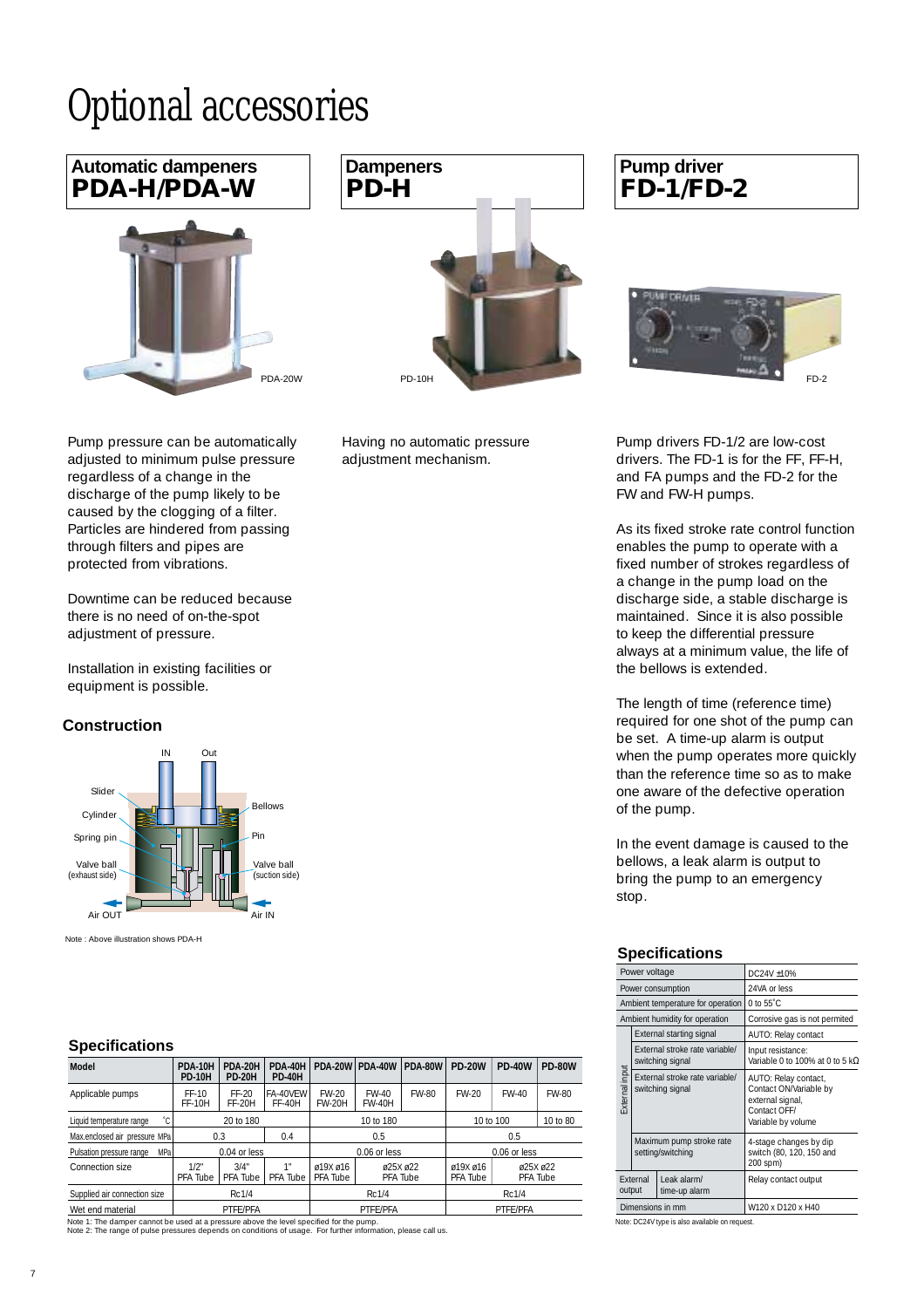# Optional accessories

## Automatic dampeners PDA-H/PDA-W

PDA-20W

Pump pressure can be automatically adjusted to minimum pulse pressure regardless of a change in the discharge of the pump likely to be caused by the clogging of a filter. Particles are hindered from passing through filters and pipes are protected from vibrations.

Downtime can be reduced because there is no need of on-the-spot adjustment of pressure.

Installation in existing facilities or equipment is possible.

### Construction

IN, Out, Slider, Cylinder, Spring pin, Valve ball (exhaust side), Air OUT, Bellows, Pin, Valve ball (suction side), Air IN

Note : Above illustration shows PDA-H

## Dampeners PD-H

PD-10H

Having no automatic pressure adjustment mechanism.

### Specifications

| Model | PDA-10H PD-10H | PDA-20H PD-20H | PDA-40H PD-40H | PDA-20W | PDA-40W | PDA-80W | PD-20W | PD-40W | PD-80W |
|---|---|---|---|---|---|---|---|---|---|
| Applicable pumps | FF-10 FF-10H | FF-20 FF-20H | FA-40VEW FF-40H | FW-20 FW-20H | FW-40 FW-40H | FW-80 | FW-20 | FW-40 | FW-80 |
| Liquid temperature range °C | 20 to 180 | | | 10 to 180 | | | 10 to 100 | | 10 to 80 |
| Max.enclosed air pressure MPa | 0.3 | | 0.4 | 0.5 | | | 0.5 | | |
| Pulsation pressure range MPa | 0.04 or less | | | 0.06 or less | | | 0.06 or less | | |
| Connection size | 1/2" PFA Tube | 3/4" PFA Tube | 1" PFA Tube | ø19X ø16 PFA Tube | ø25X ø22 PFA Tube | | ø19X ø16 PFA Tube | ø25X ø22 PFA Tube | |
| Supplied air connection size | Rc1/4 | | | Rc1/4 | | | Rc1/4 | | |
| Wet end material | PTFE/PFA | | | PTFE/PFA | | | PTFE/PFA | | |

Note 1: The damper cannot be used at a pressure above the level specified for the pump.
Note 2: The range of pulse pressures depends on conditions of usage. For further information, please call us.

## Pump driver FD-1/FD-2

FD-2

Pump drivers FD-1/2 are low-cost drivers. The FD-1 is for the FF, FF-H, and FA pumps and the FD-2 for the FW and FW-H pumps.

As its fixed stroke rate control function enables the pump to operate with a fixed number of strokes regardless of a change in the pump load on the discharge side, a stable discharge is maintained. Since it is also possible to keep the differential pressure always at a minimum value, the life of the bellows is extended.

The length of time (reference time) required for one shot of the pump can be set. A time-up alarm is output when the pump operates more quickly than the reference time so as to make one aware of the defective operation of the pump.

In the event damage is caused to the bellows, a leak alarm is output to bring the pump to an emergency stop.

### Specifications

| | | |
|---|---|---|
| Power voltage | | DC24V ±10% |
| Power consumption | | 24VA or less |
| Ambient temperature for operation | | 0 to 55°C |
| Ambient humidity for operation | | Corrosive gas is not permited |
| External input | External starting signal | AUTO: Relay contact |
| | External stroke rate variable/ switching signal | Input resistance: Variable 0 to 100% at 0 to 5 kΩ |
| | External stroke rate variable/ switching signal | AUTO: Relay contact, Contact ON/Variable by external signal, Contact OFF/ Variable by volume |
| | Maximum pump stroke rate setting/switching | 4-stage changes by dip switch (80, 120, 150 and 200 spm) |
| External output | Leak alarm/ time-up alarm | Relay contact output |
| Dimensions in mm | | W120 x D120 x H40 |

Note: DC24V type is also available on request.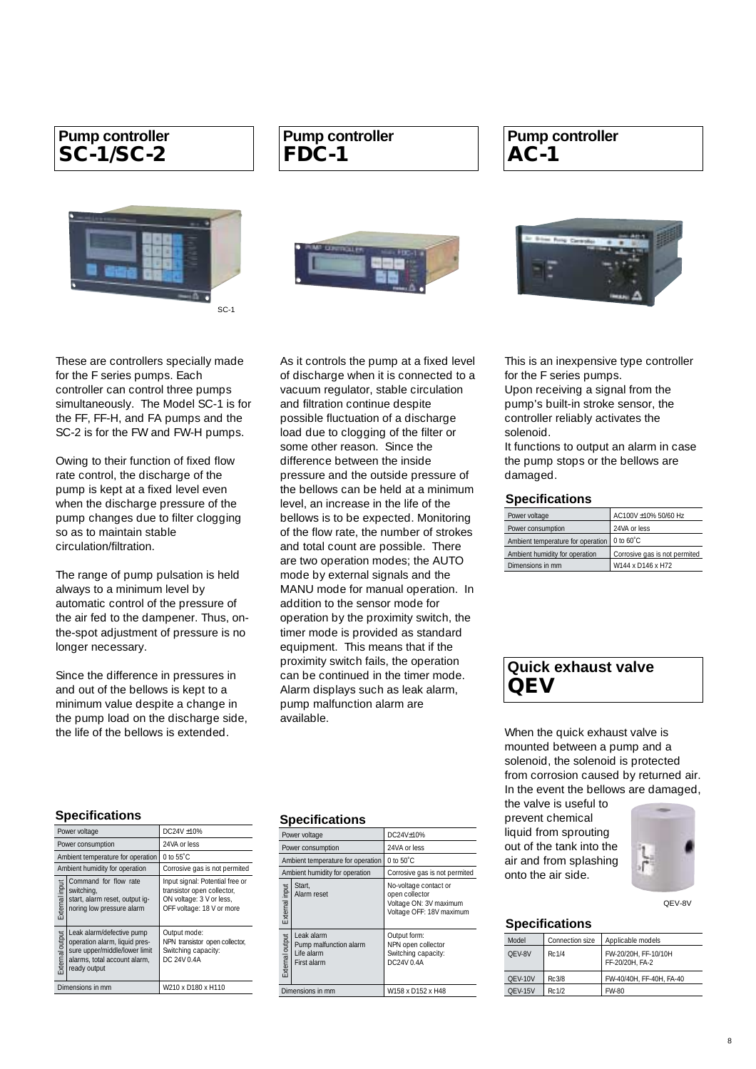## Pump controller SC-1/SC-2

SC-1

These are controllers specially made for the F series pumps. Each controller can control three pumps simultaneously. The Model SC-1 is for the FF, FF-H, and FA pumps and the SC-2 is for the FW and FW-H pumps.

Owing to their function of fixed flow rate control, the discharge of the pump is kept at a fixed level even when the discharge pressure of the pump changes due to filter clogging so as to maintain stable circulation/filtration.

The range of pump pulsation is held always to a minimum level by automatic control of the pressure of the air fed to the dampener. Thus, on-the-spot adjustment of pressure is no longer necessary.

Since the difference in pressures in and out of the bellows is kept to a minimum value despite a change in the pump load on the discharge side, the life of the bellows is extended.

### Specifications

| | | |
|---|---|---|
| Power voltage | | DC24V ±10% |
| Power consumption | | 24VA or less |
| Ambient temperature for operation | | 0 to 55˚C |
| Ambient humidity for operation | | Corrosive gas is not permited |
| External input | Command for flow rate switching, start, alarm reset, output ignoring low pressure alarm | Input signal: Potential free or transistor open collector, ON voltage: 3 V or less, OFF voltage: 18 V or more |
| External output | Leak alarm/defective pump operation alarm, liquid pressure upper/middle/lower limit alarms, total account alarm, ready output | Output mode: NPN transistor open collector, Switching capacity: DC 24V 0.4A |
| Dimensions in mm | | W210 x D180 x H110 |

## Pump controller FDC-1

As it controls the pump at a fixed level of discharge when it is connected to a vacuum regulator, stable circulation and filtration continue despite possible fluctuation of a discharge load due to clogging of the filter or some other reason. Since the difference between the inside pressure and the outside pressure of the bellows can be held at a minimum level, an increase in the life of the bellows is to be expected. Monitoring of the flow rate, the number of strokes and total count are possible. There are two operation modes; the AUTO mode by external signals and the MANU mode for manual operation. In addition to the sensor mode for operation by the proximity switch, the timer mode is provided as standard equipment. This means that if the proximity switch fails, the operation can be continued in the timer mode. Alarm displays such as leak alarm, pump malfunction alarm are available.

### Specifications

| | | |
|---|---|---|
| Power voltage | | DC24V±10% |
| Power consumption | | 24VA or less |
| Ambient temperature for operation | | 0 to 50˚C |
| Ambient humidity for operation | | Corrosive gas is not permited |
| External input | Start, Alarm reset | No-voltage contact or open collector Voltage ON: 3V maximum Voltage OFF: 18V maximum |
| External output | Leak alarm Pump malfunction alarm Life alarm First alarm | Output form: NPN open collector Switching capacity: DC24V 0.4A |
| Dimensions in mm | | W158 x D152 x H48 |

## Pump controller AC-1

This is an inexpensive type controller for the F series pumps.
Upon receiving a signal from the pump's built-in stroke sensor, the controller reliably activates the solenoid.
It functions to output an alarm in case the pump stops or the bellows are damaged.

### Specifications

| | |
|---|---|
| Power voltage | AC100V ±10% 50/60 Hz |
| Power consumption | 24VA or less |
| Ambient temperature for operation | 0 to 60˚C |
| Ambient humidity for operation | Corrosive gas is not permited |
| Dimensions in mm | W144 x D146 x H72 |

## Quick exhaust valve QEV

When the quick exhaust valve is mounted between a pump and a solenoid, the solenoid is protected from corrosion caused by returned air. In the event the bellows are damaged, the valve is useful to prevent chemical liquid from sprouting out of the tank into the air and from splashing onto the air side.

QEV-8V

### Specifications

| Model | Connection size | Applicable models |
|---|---|---|
| QEV-8V | Rc1/4 | FW-20/20H, FF-10/10H FF-20/20H, FA-2 |
| QEV-10V | Rc3/8 | FW-40/40H, FF-40, FA-40 |
| QEV-15V | Rc1/2 | FW-80 |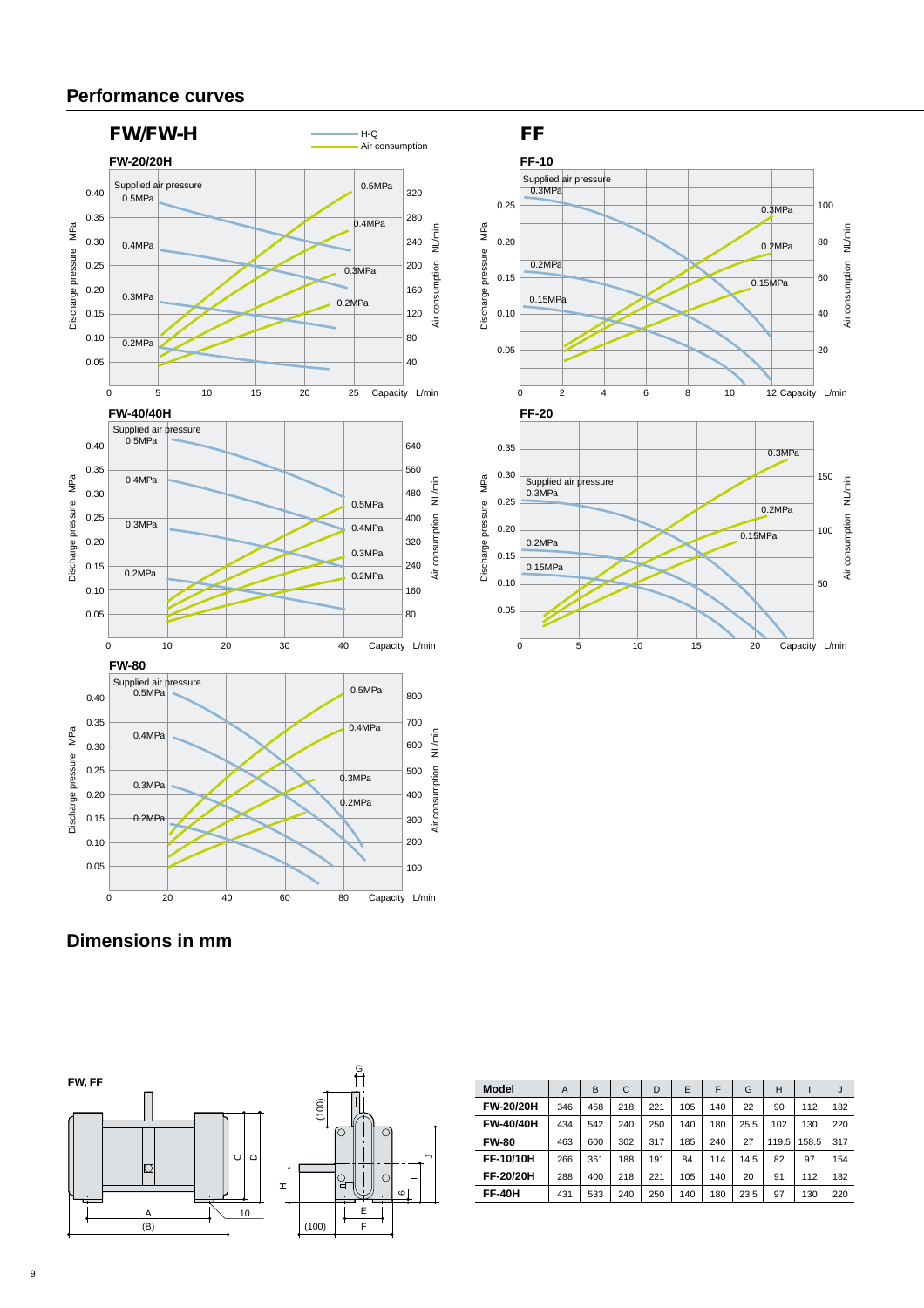## Performance curves

### FW/FW-H

FW-20/20H

FW-40/40H

FW-80

### FF

FF-10

FF-20

## Dimensions in mm

FW, FF

| Model | A | B | C | D | E | F | G | H | I | J |
|---|---|---|---|---|---|---|---|---|---|---|
| FW-20/20H | 346 | 458 | 218 | 221 | 105 | 140 | 22 | 90 | 112 | 182 |
| FW-40/40H | 434 | 542 | 240 | 250 | 140 | 180 | 25.5 | 102 | 130 | 220 |
| FW-80 | 463 | 600 | 302 | 317 | 185 | 240 | 27 | 119.5 | 158.5 | 317 |
| FF-10/10H | 266 | 361 | 188 | 191 | 84 | 114 | 14.5 | 82 | 97 | 154 |
| FF-20/20H | 288 | 400 | 218 | 221 | 105 | 140 | 20 | 91 | 112 | 182 |
| FF-40H | 431 | 533 | 240 | 250 | 140 | 180 | 23.5 | 97 | 130 | 220 |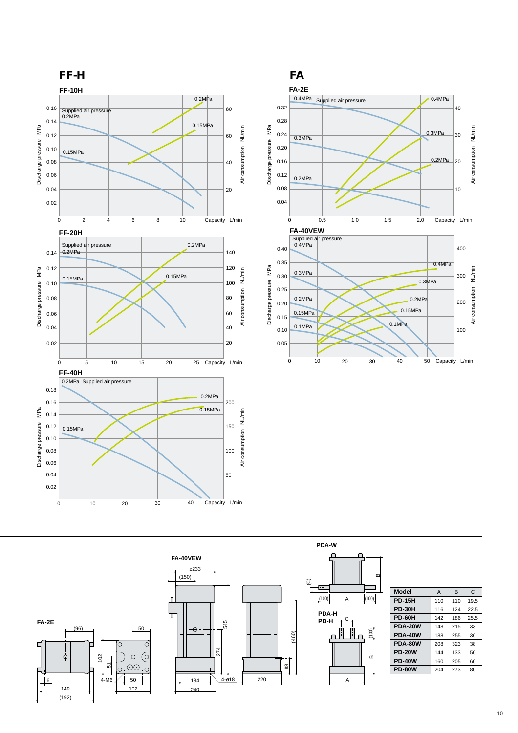## FF-H

### FF-10H

Supplied air pressure 0.2MPa, 0.15MPa

Discharge pressure MPa / Air consumption NL/min / Capacity L/min

### FF-20H

Supplied air pressure 0.2MPa, 0.15MPa

Discharge pressure MPa / Air consumption NL/min / Capacity L/min

### FF-40H

0.2MPa Supplied air pressure, 0.15MPa

Discharge pressure MPa / Air consumption NL/min / Capacity L/min

## FA

### FA-2E

0.4MPa Supplied air pressure, 0.3MPa, 0.2MPa

Discharge pressure MPa / Air consumption NL/min / Capacity L/min

### FA-40VEW

Supplied air pressure 0.4MPa, 0.3MPa, 0.2MPa, 0.15MPa, 0.1MPa

Discharge pressure MPa / Air consumption NL/min / Capacity L/min

---

**FA-2E**

**FA-40VEW**

**PDA-W**

**PDA-H**
**PD-H**

| Model | A | B | C |
|---|---|---|---|
| **PD-15H** | 110 | 110 | 19.5 |
| **PD-30H** | 116 | 124 | 22.5 |
| **PD-60H** | 142 | 186 | 25.5 |
| **PDA-20W** | 148 | 215 | 33 |
| **PDA-40W** | 188 | 255 | 36 |
| **PDA-80W** | 208 | 323 | 38 |
| **PD-20W** | 144 | 133 | 50 |
| **PD-40W** | 160 | 205 | 60 |
| **PD-80W** | 204 | 273 | 80 |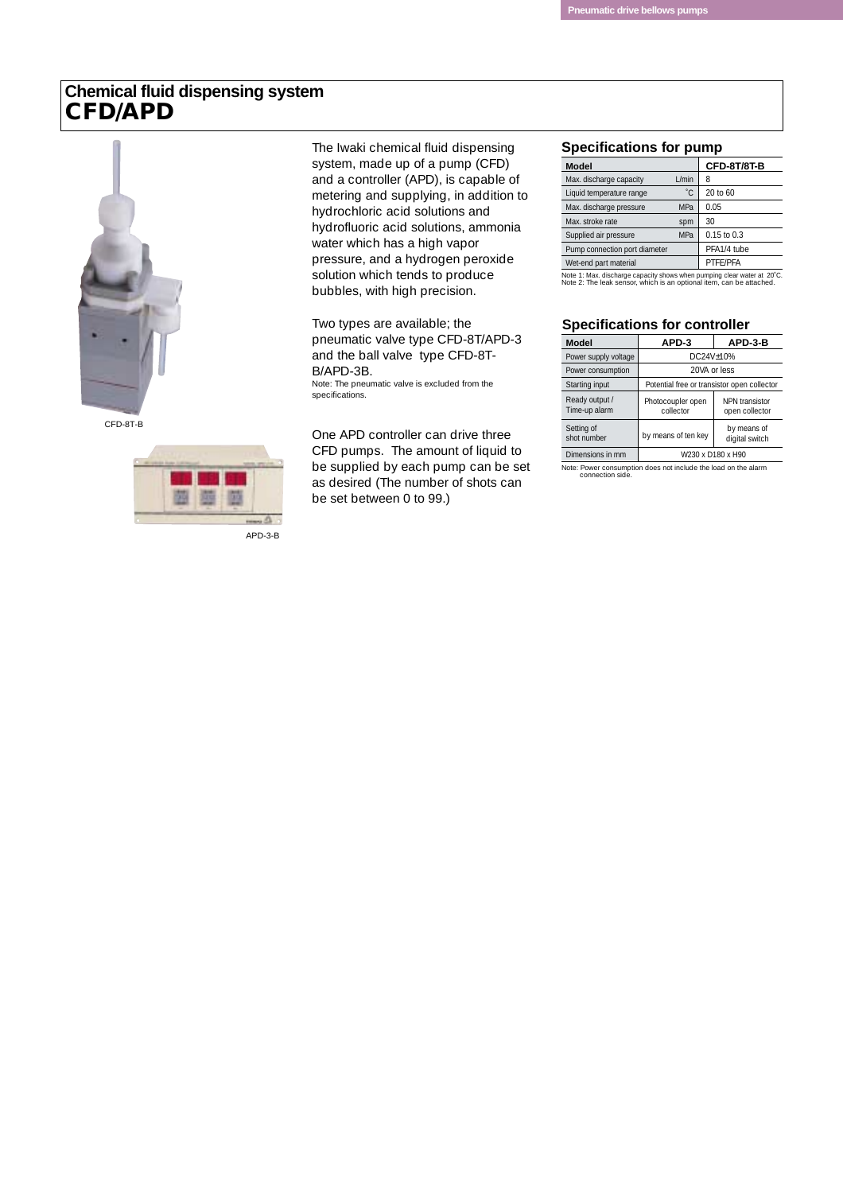# Chemical fluid dispensing system
# CFD/APD

CFD-8T-B

APD-3-B

The Iwaki chemical fluid dispensing system, made up of a pump (CFD) and a controller (APD), is capable of metering and supplying, in addition to hydrochloric acid solutions and hydrofluoric acid solutions, ammonia water which has a high vapor pressure, and a hydrogen peroxide solution which tends to produce bubbles, with high precision.

Two types are available; the pneumatic valve type CFD-8T/APD-3 and the ball valve type CFD-8T-B/APD-3B.
Note: The pneumatic valve is excluded from the specifications.

One APD controller can drive three CFD pumps. The amount of liquid to be supplied by each pump can be set as desired (The number of shots can be set between 0 to 99.)

## Specifications for pump

| Model | | CFD-8T/8T-B |
|---|---|---|
| Max. discharge capacity | L/min | 8 |
| Liquid temperature range | ˚C | 20 to 60 |
| Max. discharge pressure | MPa | 0.05 |
| Max. stroke rate | spm | 30 |
| Supplied air pressure | MPa | 0.15 to 0.3 |
| Pump connection port diameter | | PFA1/4 tube |
| Wet-end part material | | PTFE/PFA |

Note 1: Max. discharge capacity shows when pumping clear water at 20˚C.
Note 2: The leak sensor, which is an optional item, can be attached.

## Specifications for controller

| Model | APD-3 | APD-3-B |
|---|---|---|
| Power supply voltage | DC24V±10% | |
| Power consumption | 20VA or less | |
| Starting input | Potential free or transistor open collector | |
| Ready output / Time-up alarm | Photocoupler open collector | NPN transistor open collector |
| Setting of shot number | by means of ten key | by means of digital switch |
| Dimensions in mm | W230 x D180 x H90 | |

Note: Power consumption does not include the load on the alarm connection side.